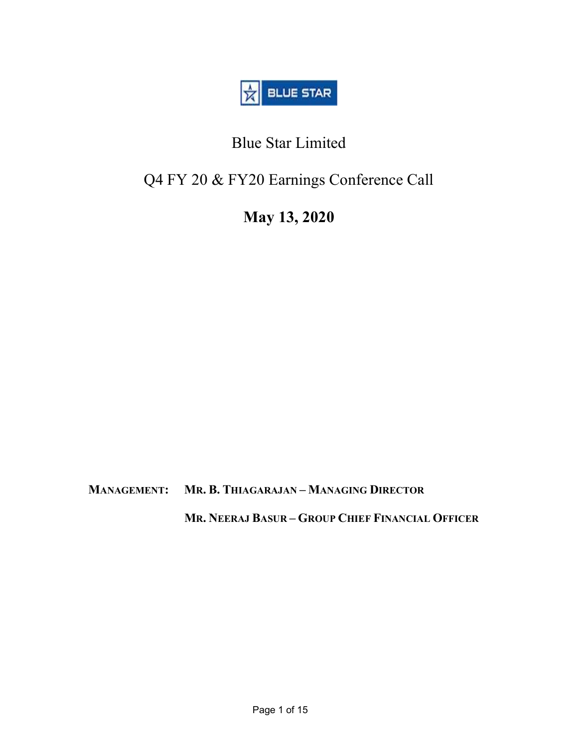# Blue Star Limited

## Q4 FY 20 & FY20 Earnings Conference Call

**May 13, 2020**

**MANAGEMENT:** **MR. B. THIAGARAJAN – MANAGING DIRECTOR**

**MR. NEERAJ BASUR – GROUP CHIEF FINANCIAL OFFICER**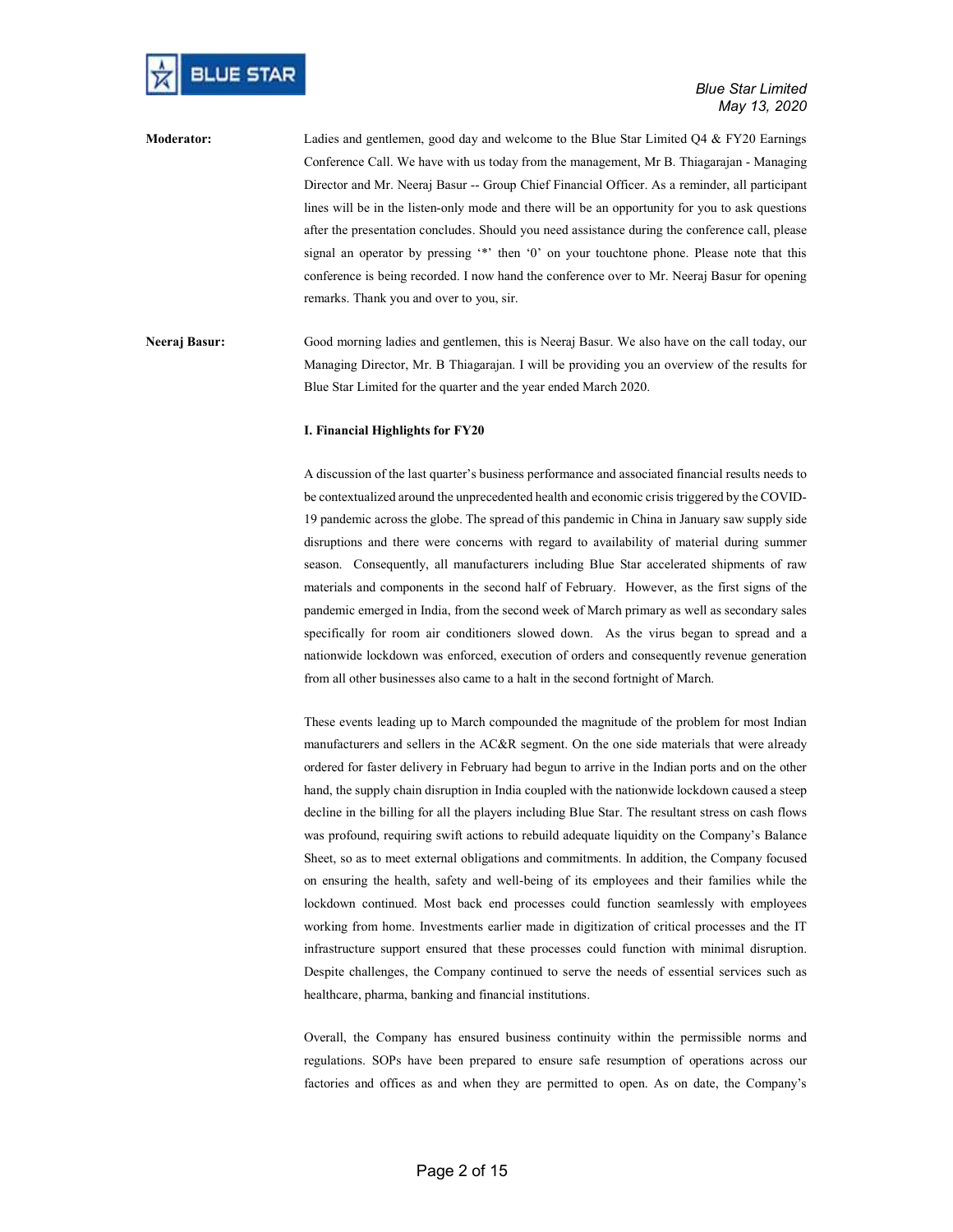**Moderator:** Ladies and gentlemen, good day and welcome to the Blue Star Limited Q4 & FY20 Earnings Conference Call. We have with us today from the management, Mr B. Thiagarajan - Managing Director and Mr. Neeraj Basur -- Group Chief Financial Officer. As a reminder, all participant lines will be in the listen-only mode and there will be an opportunity for you to ask questions after the presentation concludes. Should you need assistance during the conference call, please signal an operator by pressing '*' then '0' on your touchtone phone. Please note that this conference is being recorded. I now hand the conference over to Mr. Neeraj Basur for opening remarks. Thank you and over to you, sir.

**Neeraj Basur:** Good morning ladies and gentlemen, this is Neeraj Basur. We also have on the call today, our Managing Director, Mr. B Thiagarajan. I will be providing you an overview of the results for Blue Star Limited for the quarter and the year ended March 2020.

**I. Financial Highlights for FY20**

A discussion of the last quarter's business performance and associated financial results needs to be contextualized around the unprecedented health and economic crisis triggered by the COVID-19 pandemic across the globe. The spread of this pandemic in China in January saw supply side disruptions and there were concerns with regard to availability of material during summer season. Consequently, all manufacturers including Blue Star accelerated shipments of raw materials and components in the second half of February. However, as the first signs of the pandemic emerged in India, from the second week of March primary as well as secondary sales specifically for room air conditioners slowed down. As the virus began to spread and a nationwide lockdown was enforced, execution of orders and consequently revenue generation from all other businesses also came to a halt in the second fortnight of March.

These events leading up to March compounded the magnitude of the problem for most Indian manufacturers and sellers in the AC&R segment. On the one side materials that were already ordered for faster delivery in February had begun to arrive in the Indian ports and on the other hand, the supply chain disruption in India coupled with the nationwide lockdown caused a steep decline in the billing for all the players including Blue Star. The resultant stress on cash flows was profound, requiring swift actions to rebuild adequate liquidity on the Company's Balance Sheet, so as to meet external obligations and commitments. In addition, the Company focused on ensuring the health, safety and well-being of its employees and their families while the lockdown continued. Most back end processes could function seamlessly with employees working from home. Investments earlier made in digitization of critical processes and the IT infrastructure support ensured that these processes could function with minimal disruption. Despite challenges, the Company continued to serve the needs of essential services such as healthcare, pharma, banking and financial institutions.

Overall, the Company has ensured business continuity within the permissible norms and regulations. SOPs have been prepared to ensure safe resumption of operations across our factories and offices as and when they are permitted to open. As on date, the Company's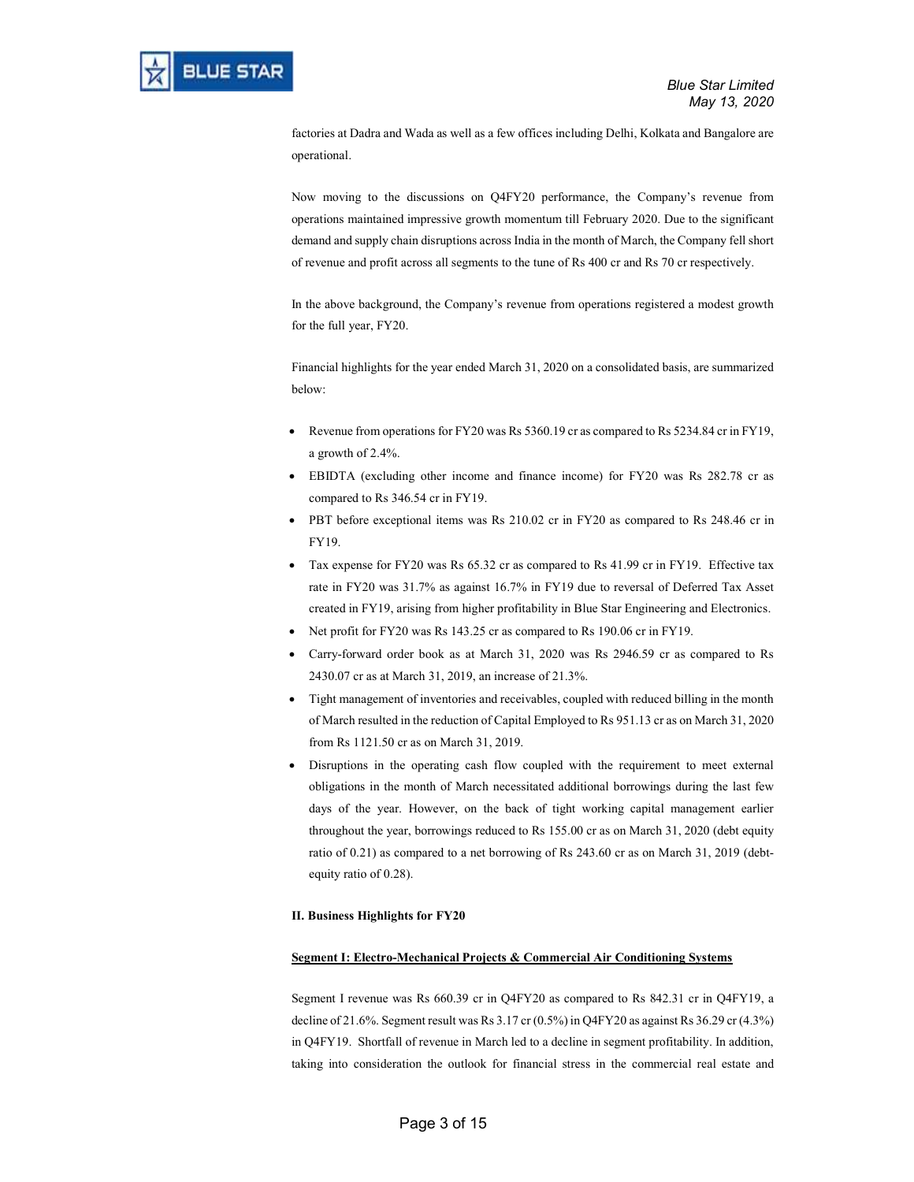factories at Dadra and Wada as well as a few offices including Delhi, Kolkata and Bangalore are operational.

Now moving to the discussions on Q4FY20 performance, the Company's revenue from operations maintained impressive growth momentum till February 2020. Due to the significant demand and supply chain disruptions across India in the month of March, the Company fell short of revenue and profit across all segments to the tune of Rs 400 cr and Rs 70 cr respectively.

In the above background, the Company's revenue from operations registered a modest growth for the full year, FY20.

Financial highlights for the year ended March 31, 2020 on a consolidated basis, are summarized below:

- Revenue from operations for FY20 was Rs 5360.19 cr as compared to Rs 5234.84 cr in FY19, a growth of 2.4%.
- EBIDTA (excluding other income and finance income) for FY20 was Rs 282.78 cr as compared to Rs 346.54 cr in FY19.
- PBT before exceptional items was Rs 210.02 cr in FY20 as compared to Rs 248.46 cr in FY19.
- Tax expense for FY20 was Rs 65.32 cr as compared to Rs 41.99 cr in FY19. Effective tax rate in FY20 was 31.7% as against 16.7% in FY19 due to reversal of Deferred Tax Asset created in FY19, arising from higher profitability in Blue Star Engineering and Electronics.
- Net profit for FY20 was Rs 143.25 cr as compared to Rs 190.06 cr in FY19.
- Carry-forward order book as at March 31, 2020 was Rs 2946.59 cr as compared to Rs 2430.07 cr as at March 31, 2019, an increase of 21.3%.
- Tight management of inventories and receivables, coupled with reduced billing in the month of March resulted in the reduction of Capital Employed to Rs 951.13 cr as on March 31, 2020 from Rs 1121.50 cr as on March 31, 2019.
- Disruptions in the operating cash flow coupled with the requirement to meet external obligations in the month of March necessitated additional borrowings during the last few days of the year. However, on the back of tight working capital management earlier throughout the year, borrowings reduced to Rs 155.00 cr as on March 31, 2020 (debt equity ratio of 0.21) as compared to a net borrowing of Rs 243.60 cr as on March 31, 2019 (debt-equity ratio of 0.28).

**II. Business Highlights for FY20**

**Segment I: Electro-Mechanical Projects & Commercial Air Conditioning Systems**

Segment I revenue was Rs 660.39 cr in Q4FY20 as compared to Rs 842.31 cr in Q4FY19, a decline of 21.6%. Segment result was Rs 3.17 cr (0.5%) in Q4FY20 as against Rs 36.29 cr (4.3%) in Q4FY19. Shortfall of revenue in March led to a decline in segment profitability. In addition, taking into consideration the outlook for financial stress in the commercial real estate and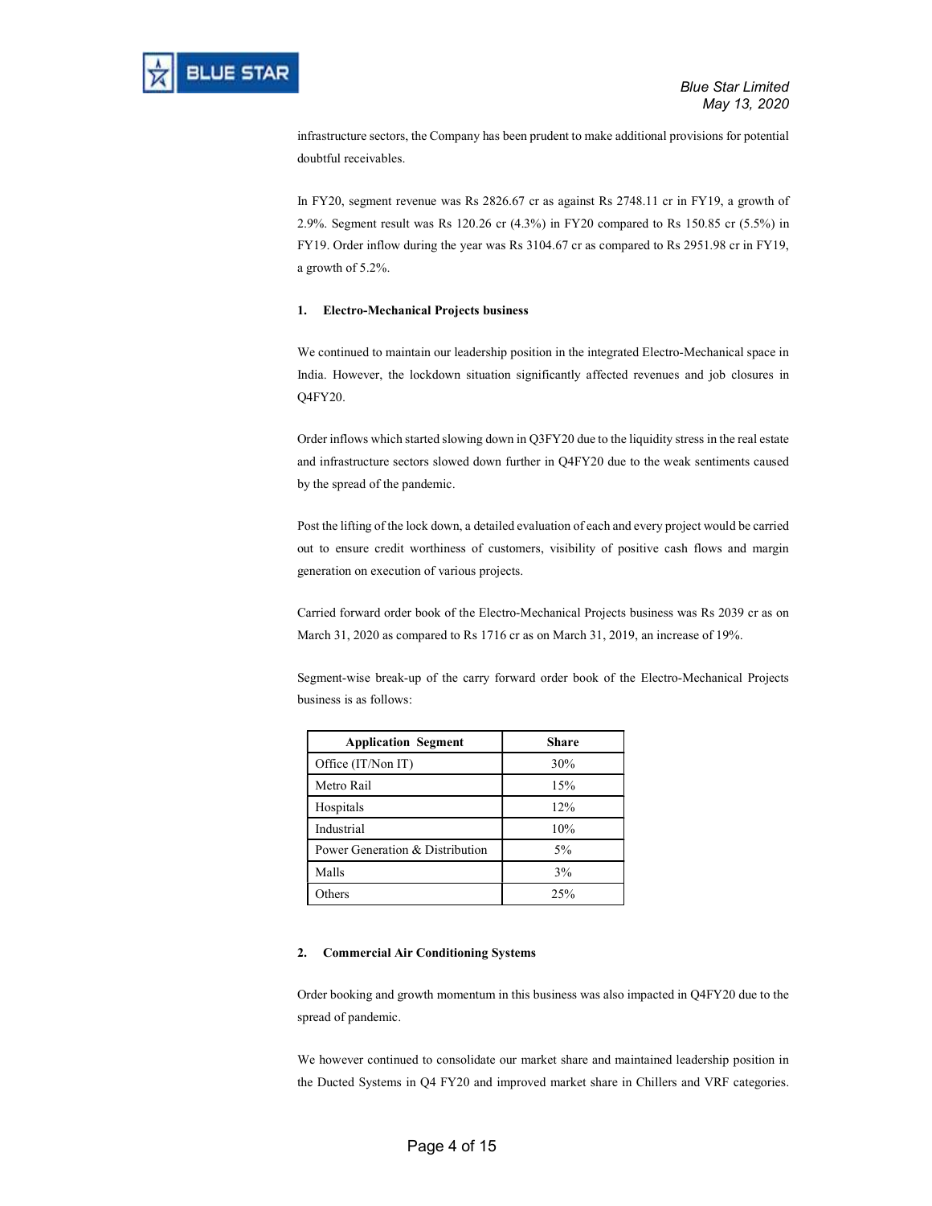infrastructure sectors, the Company has been prudent to make additional provisions for potential doubtful receivables.

In FY20, segment revenue was Rs 2826.67 cr as against Rs 2748.11 cr in FY19, a growth of 2.9%. Segment result was Rs 120.26 cr (4.3%) in FY20 compared to Rs 150.85 cr (5.5%) in FY19. Order inflow during the year was Rs 3104.67 cr as compared to Rs 2951.98 cr in FY19, a growth of 5.2%.

**1. Electro-Mechanical Projects business**

We continued to maintain our leadership position in the integrated Electro-Mechanical space in India. However, the lockdown situation significantly affected revenues and job closures in Q4FY20.

Order inflows which started slowing down in Q3FY20 due to the liquidity stress in the real estate and infrastructure sectors slowed down further in Q4FY20 due to the weak sentiments caused by the spread of the pandemic.

Post the lifting of the lock down, a detailed evaluation of each and every project would be carried out to ensure credit worthiness of customers, visibility of positive cash flows and margin generation on execution of various projects.

Carried forward order book of the Electro-Mechanical Projects business was Rs 2039 cr as on March 31, 2020 as compared to Rs 1716 cr as on March 31, 2019, an increase of 19%.

Segment-wise break-up of the carry forward order book of the Electro-Mechanical Projects business is as follows:

| Application Segment | Share |
|---|---|
| Office (IT/Non IT) | 30% |
| Metro Rail | 15% |
| Hospitals | 12% |
| Industrial | 10% |
| Power Generation & Distribution | 5% |
| Malls | 3% |
| Others | 25% |

**2. Commercial Air Conditioning Systems**

Order booking and growth momentum in this business was also impacted in Q4FY20 due to the spread of pandemic.

We however continued to consolidate our market share and maintained leadership position in the Ducted Systems in Q4 FY20 and improved market share in Chillers and VRF categories.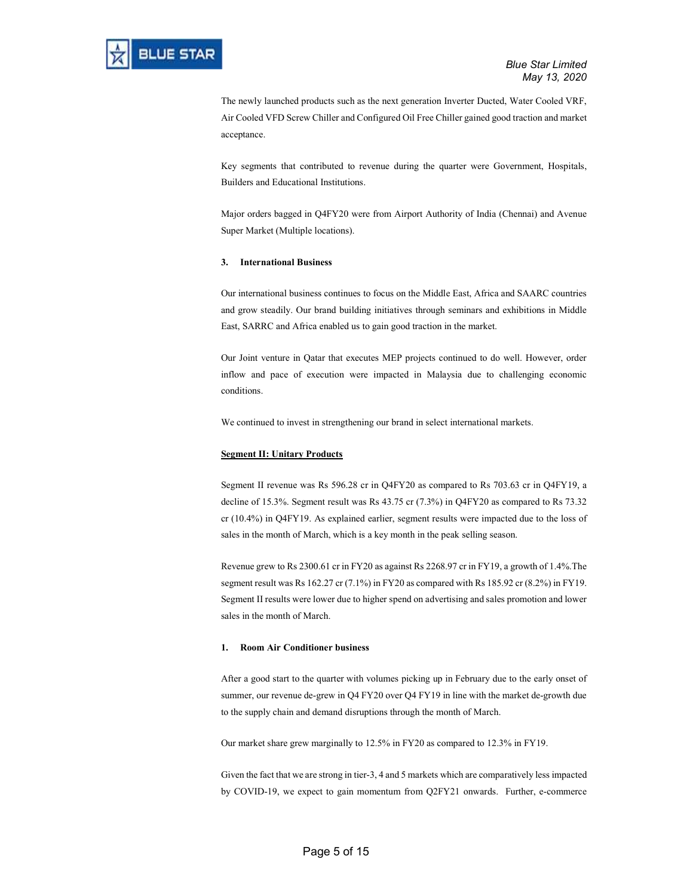The newly launched products such as the next generation Inverter Ducted, Water Cooled VRF, Air Cooled VFD Screw Chiller and Configured Oil Free Chiller gained good traction and market acceptance.

Key segments that contributed to revenue during the quarter were Government, Hospitals, Builders and Educational Institutions.

Major orders bagged in Q4FY20 were from Airport Authority of India (Chennai) and Avenue Super Market (Multiple locations).

### 3. International Business

Our international business continues to focus on the Middle East, Africa and SAARC countries and grow steadily. Our brand building initiatives through seminars and exhibitions in Middle East, SARRC and Africa enabled us to gain good traction in the market.

Our Joint venture in Qatar that executes MEP projects continued to do well. However, order inflow and pace of execution were impacted in Malaysia due to challenging economic conditions.

We continued to invest in strengthening our brand in select international markets.

## Segment II: Unitary Products

Segment II revenue was Rs 596.28 cr in Q4FY20 as compared to Rs 703.63 cr in Q4FY19, a decline of 15.3%. Segment result was Rs 43.75 cr (7.3%) in Q4FY20 as compared to Rs 73.32 cr (10.4%) in Q4FY19. As explained earlier, segment results were impacted due to the loss of sales in the month of March, which is a key month in the peak selling season.

Revenue grew to Rs 2300.61 cr in FY20 as against Rs 2268.97 cr in FY19, a growth of 1.4%.The segment result was Rs 162.27 cr (7.1%) in FY20 as compared with Rs 185.92 cr (8.2%) in FY19. Segment II results were lower due to higher spend on advertising and sales promotion and lower sales in the month of March.

### 1. Room Air Conditioner business

After a good start to the quarter with volumes picking up in February due to the early onset of summer, our revenue de-grew in Q4 FY20 over Q4 FY19 in line with the market de-growth due to the supply chain and demand disruptions through the month of March.

Our market share grew marginally to 12.5% in FY20 as compared to 12.3% in FY19.

Given the fact that we are strong in tier-3, 4 and 5 markets which are comparatively less impacted by COVID-19, we expect to gain momentum from Q2FY21 onwards. Further, e-commerce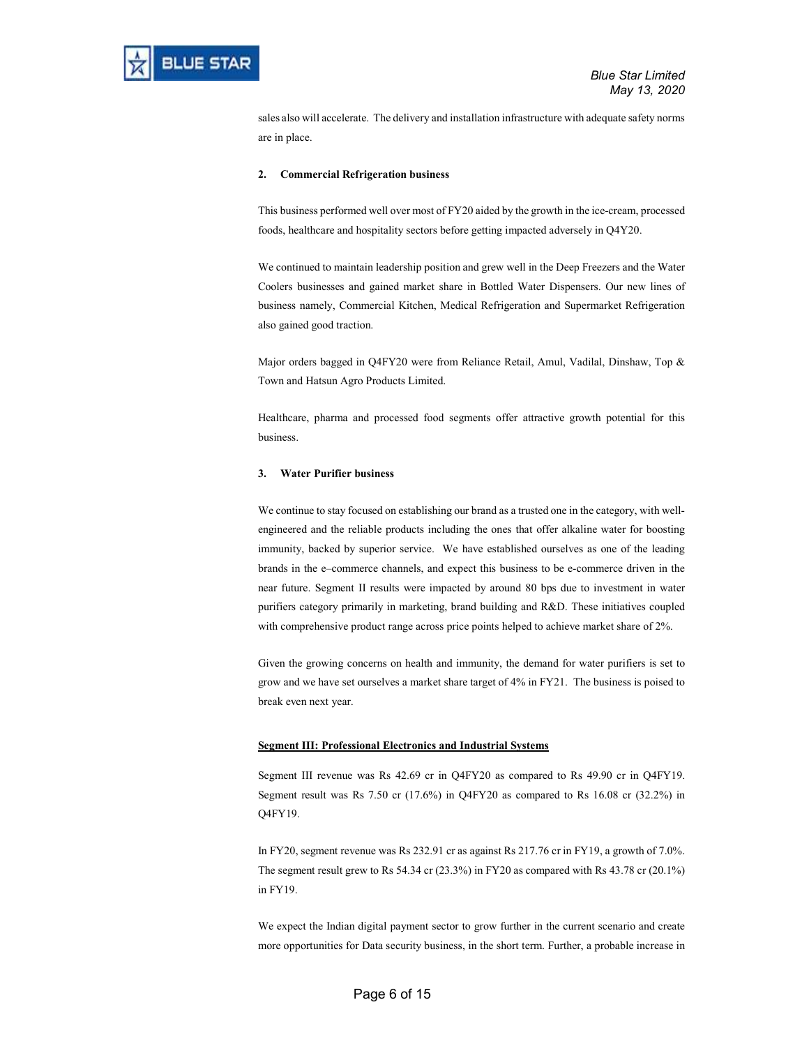sales also will accelerate. The delivery and installation infrastructure with adequate safety norms are in place.

**2. Commercial Refrigeration business**

This business performed well over most of FY20 aided by the growth in the ice-cream, processed foods, healthcare and hospitality sectors before getting impacted adversely in Q4Y20.

We continued to maintain leadership position and grew well in the Deep Freezers and the Water Coolers businesses and gained market share in Bottled Water Dispensers. Our new lines of business namely, Commercial Kitchen, Medical Refrigeration and Supermarket Refrigeration also gained good traction.

Major orders bagged in Q4FY20 were from Reliance Retail, Amul, Vadilal, Dinshaw, Top & Town and Hatsun Agro Products Limited.

Healthcare, pharma and processed food segments offer attractive growth potential for this business.

**3. Water Purifier business**

We continue to stay focused on establishing our brand as a trusted one in the category, with well-engineered and the reliable products including the ones that offer alkaline water for boosting immunity, backed by superior service. We have established ourselves as one of the leading brands in the e–commerce channels, and expect this business to be e-commerce driven in the near future. Segment II results were impacted by around 80 bps due to investment in water purifiers category primarily in marketing, brand building and R&D. These initiatives coupled with comprehensive product range across price points helped to achieve market share of 2%.

Given the growing concerns on health and immunity, the demand for water purifiers is set to grow and we have set ourselves a market share target of 4% in FY21. The business is poised to break even next year.

**Segment III: Professional Electronics and Industrial Systems**

Segment III revenue was Rs 42.69 cr in Q4FY20 as compared to Rs 49.90 cr in Q4FY19. Segment result was Rs 7.50 cr (17.6%) in Q4FY20 as compared to Rs 16.08 cr (32.2%) in Q4FY19.

In FY20, segment revenue was Rs 232.91 cr as against Rs 217.76 cr in FY19, a growth of 7.0%. The segment result grew to Rs 54.34 cr (23.3%) in FY20 as compared with Rs 43.78 cr (20.1%) in FY19.

We expect the Indian digital payment sector to grow further in the current scenario and create more opportunities for Data security business, in the short term. Further, a probable increase in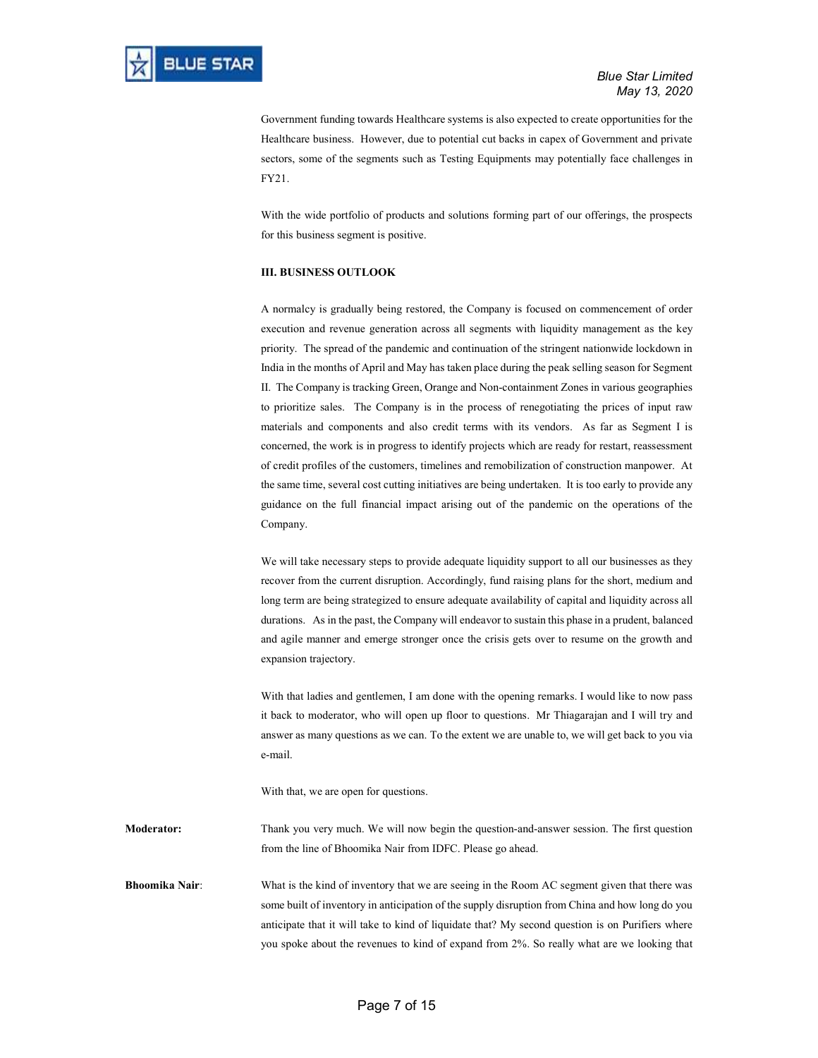Government funding towards Healthcare systems is also expected to create opportunities for the Healthcare business. However, due to potential cut backs in capex of Government and private sectors, some of the segments such as Testing Equipments may potentially face challenges in FY21.

With the wide portfolio of products and solutions forming part of our offerings, the prospects for this business segment is positive.

**III. BUSINESS OUTLOOK**

A normalcy is gradually being restored, the Company is focused on commencement of order execution and revenue generation across all segments with liquidity management as the key priority. The spread of the pandemic and continuation of the stringent nationwide lockdown in India in the months of April and May has taken place during the peak selling season for Segment II. The Company is tracking Green, Orange and Non-containment Zones in various geographies to prioritize sales. The Company is in the process of renegotiating the prices of input raw materials and components and also credit terms with its vendors. As far as Segment I is concerned, the work is in progress to identify projects which are ready for restart, reassessment of credit profiles of the customers, timelines and remobilization of construction manpower. At the same time, several cost cutting initiatives are being undertaken. It is too early to provide any guidance on the full financial impact arising out of the pandemic on the operations of the Company.

We will take necessary steps to provide adequate liquidity support to all our businesses as they recover from the current disruption. Accordingly, fund raising plans for the short, medium and long term are being strategized to ensure adequate availability of capital and liquidity across all durations. As in the past, the Company will endeavor to sustain this phase in a prudent, balanced and agile manner and emerge stronger once the crisis gets over to resume on the growth and expansion trajectory.

With that ladies and gentlemen, I am done with the opening remarks. I would like to now pass it back to moderator, who will open up floor to questions. Mr Thiagarajan and I will try and answer as many questions as we can. To the extent we are unable to, we will get back to you via e-mail.

With that, we are open for questions.

**Moderator:** Thank you very much. We will now begin the question-and-answer session. The first question from the line of Bhoomika Nair from IDFC. Please go ahead.

**Bhoomika Nair**: What is the kind of inventory that we are seeing in the Room AC segment given that there was some built of inventory in anticipation of the supply disruption from China and how long do you anticipate that it will take to kind of liquidate that? My second question is on Purifiers where you spoke about the revenues to kind of expand from 2%. So really what are we looking that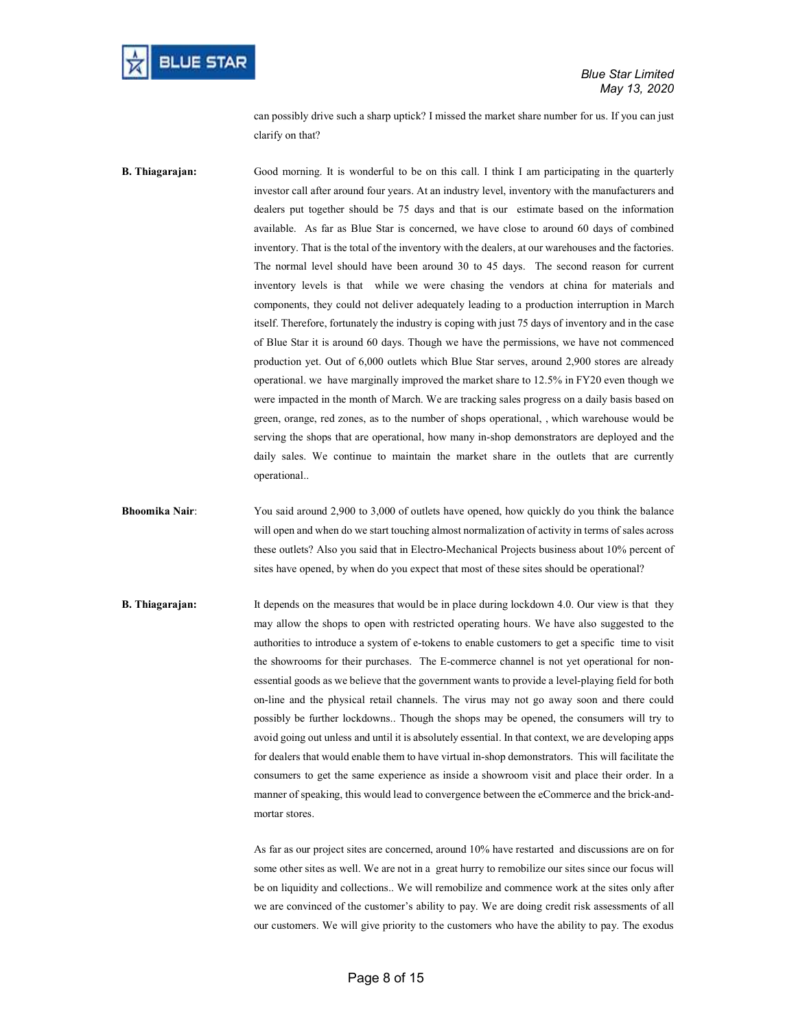can possibly drive such a sharp uptick? I missed the market share number for us. If you can just clarify on that?

**B. Thiagarajan:** Good morning. It is wonderful to be on this call. I think I am participating in the quarterly investor call after around four years. At an industry level, inventory with the manufacturers and dealers put together should be 75 days and that is our estimate based on the information available. As far as Blue Star is concerned, we have close to around 60 days of combined inventory. That is the total of the inventory with the dealers, at our warehouses and the factories. The normal level should have been around 30 to 45 days. The second reason for current inventory levels is that while we were chasing the vendors at china for materials and components, they could not deliver adequately leading to a production interruption in March itself. Therefore, fortunately the industry is coping with just 75 days of inventory and in the case of Blue Star it is around 60 days. Though we have the permissions, we have not commenced production yet. Out of 6,000 outlets which Blue Star serves, around 2,900 stores are already operational. we have marginally improved the market share to 12.5% in FY20 even though we were impacted in the month of March. We are tracking sales progress on a daily basis based on green, orange, red zones, as to the number of shops operational, , which warehouse would be serving the shops that are operational, how many in-shop demonstrators are deployed and the daily sales. We continue to maintain the market share in the outlets that are currently operational..

**Bhoomika Nair:** You said around 2,900 to 3,000 of outlets have opened, how quickly do you think the balance will open and when do we start touching almost normalization of activity in terms of sales across these outlets? Also you said that in Electro-Mechanical Projects business about 10% percent of sites have opened, by when do you expect that most of these sites should be operational?

**B. Thiagarajan:** It depends on the measures that would be in place during lockdown 4.0. Our view is that they may allow the shops to open with restricted operating hours. We have also suggested to the authorities to introduce a system of e-tokens to enable customers to get a specific time to visit the showrooms for their purchases. The E-commerce channel is not yet operational for non-essential goods as we believe that the government wants to provide a level-playing field for both on-line and the physical retail channels. The virus may not go away soon and there could possibly be further lockdowns.. Though the shops may be opened, the consumers will try to avoid going out unless and until it is absolutely essential. In that context, we are developing apps for dealers that would enable them to have virtual in-shop demonstrators. This will facilitate the consumers to get the same experience as inside a showroom visit and place their order. In a manner of speaking, this would lead to convergence between the eCommerce and the brick-and-mortar stores.

As far as our project sites are concerned, around 10% have restarted and discussions are on for some other sites as well. We are not in a great hurry to remobilize our sites since our focus will be on liquidity and collections.. We will remobilize and commence work at the sites only after we are convinced of the customer's ability to pay. We are doing credit risk assessments of all our customers. We will give priority to the customers who have the ability to pay. The exodus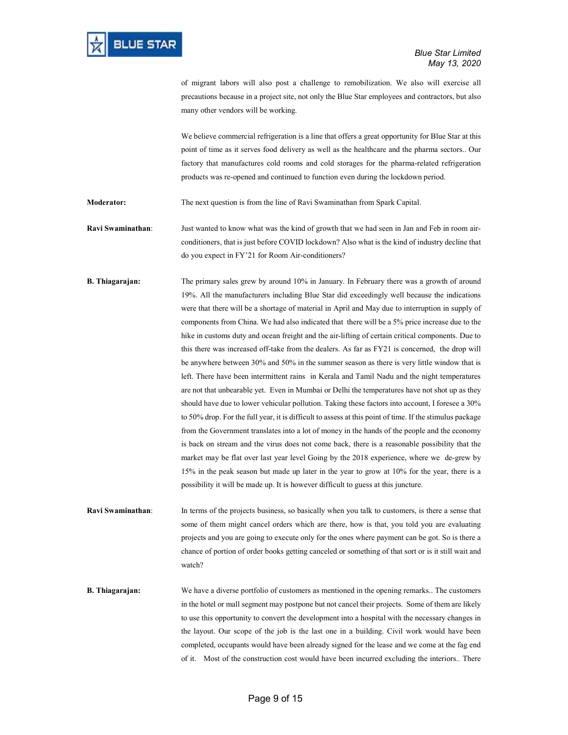of migrant labors will also post a challenge to remobilization. We also will exercise all precautions because in a project site, not only the Blue Star employees and contractors, but also many other vendors will be working.

We believe commercial refrigeration is a line that offers a great opportunity for Blue Star at this point of time as it serves food delivery as well as the healthcare and the pharma sectors.. Our factory that manufactures cold rooms and cold storages for the pharma-related refrigeration products was re-opened and continued to function even during the lockdown period.

**Moderator:** The next question is from the line of Ravi Swaminathan from Spark Capital.

**Ravi Swaminathan**: Just wanted to know what was the kind of growth that we had seen in Jan and Feb in room air-conditioners, that is just before COVID lockdown? Also what is the kind of industry decline that do you expect in FY'21 for Room Air-conditioners?

**B. Thiagarajan:** The primary sales grew by around 10% in January. In February there was a growth of around 19%. All the manufacturers including Blue Star did exceedingly well because the indications were that there will be a shortage of material in April and May due to interruption in supply of components from China. We had also indicated that there will be a 5% price increase due to the hike in customs duty and ocean freight and the air-lifting of certain critical components. Due to this there was increased off-take from the dealers. As far as FY21 is concerned, the drop will be anywhere between 30% and 50% in the summer season as there is very little window that is left. There have been intermittent rains in Kerala and Tamil Nadu and the night temperatures are not that unbearable yet. Even in Mumbai or Delhi the temperatures have not shot up as they should have due to lower vehicular pollution. Taking these factors into account, I foresee a 30% to 50% drop. For the full year, it is difficult to assess at this point of time. If the stimulus package from the Government translates into a lot of money in the hands of the people and the economy is back on stream and the virus does not come back, there is a reasonable possibility that the market may be flat over last year level Going by the 2018 experience, where we de-grew by 15% in the peak season but made up later in the year to grow at 10% for the year, there is a possibility it will be made up. It is however difficult to guess at this juncture.

**Ravi Swaminathan**: In terms of the projects business, so basically when you talk to customers, is there a sense that some of them might cancel orders which are there, how is that, you told you are evaluating projects and you are going to execute only for the ones where payment can be got. So is there a chance of portion of order books getting canceled or something of that sort or is it still wait and watch?

**B. Thiagarajan:** We have a diverse portfolio of customers as mentioned in the opening remarks.. The customers in the hotel or mall segment may postpone but not cancel their projects. Some of them are likely to use this opportunity to convert the development into a hospital with the necessary changes in the layout. Our scope of the job is the last one in a building. Civil work would have been completed, occupants would have been already signed for the lease and we come at the fag end of it. Most of the construction cost would have been incurred excluding the interiors.. There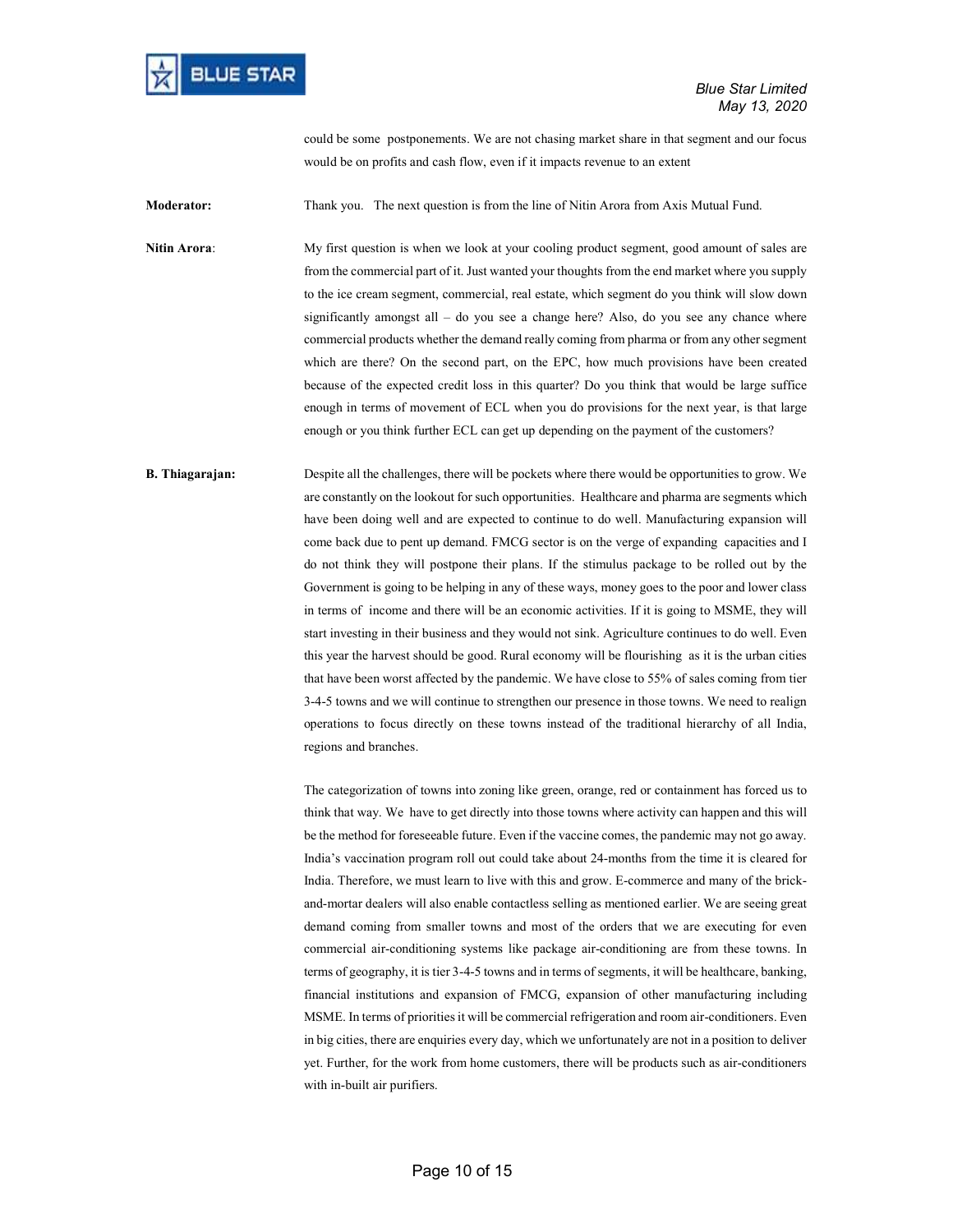could be some postponements. We are not chasing market share in that segment and our focus would be on profits and cash flow, even if it impacts revenue to an extent

**Moderator:** Thank you. The next question is from the line of Nitin Arora from Axis Mutual Fund.

**Nitin Arora**: My first question is when we look at your cooling product segment, good amount of sales are from the commercial part of it. Just wanted your thoughts from the end market where you supply to the ice cream segment, commercial, real estate, which segment do you think will slow down significantly amongst all – do you see a change here? Also, do you see any chance where commercial products whether the demand really coming from pharma or from any other segment which are there? On the second part, on the EPC, how much provisions have been created because of the expected credit loss in this quarter? Do you think that would be large suffice enough in terms of movement of ECL when you do provisions for the next year, is that large enough or you think further ECL can get up depending on the payment of the customers?

**B. Thiagarajan:** Despite all the challenges, there will be pockets where there would be opportunities to grow. We are constantly on the lookout for such opportunities. Healthcare and pharma are segments which have been doing well and are expected to continue to do well. Manufacturing expansion will come back due to pent up demand. FMCG sector is on the verge of expanding capacities and I do not think they will postpone their plans. If the stimulus package to be rolled out by the Government is going to be helping in any of these ways, money goes to the poor and lower class in terms of income and there will be an economic activities. If it is going to MSME, they will start investing in their business and they would not sink. Agriculture continues to do well. Even this year the harvest should be good. Rural economy will be flourishing as it is the urban cities that have been worst affected by the pandemic. We have close to 55% of sales coming from tier 3-4-5 towns and we will continue to strengthen our presence in those towns. We need to realign operations to focus directly on these towns instead of the traditional hierarchy of all India, regions and branches.

The categorization of towns into zoning like green, orange, red or containment has forced us to think that way. We have to get directly into those towns where activity can happen and this will be the method for foreseeable future. Even if the vaccine comes, the pandemic may not go away. India's vaccination program roll out could take about 24-months from the time it is cleared for India. Therefore, we must learn to live with this and grow. E-commerce and many of the brick-and-mortar dealers will also enable contactless selling as mentioned earlier. We are seeing great demand coming from smaller towns and most of the orders that we are executing for even commercial air-conditioning systems like package air-conditioning are from these towns. In terms of geography, it is tier 3-4-5 towns and in terms of segments, it will be healthcare, banking, financial institutions and expansion of FMCG, expansion of other manufacturing including MSME. In terms of priorities it will be commercial refrigeration and room air-conditioners. Even in big cities, there are enquiries every day, which we unfortunately are not in a position to deliver yet. Further, for the work from home customers, there will be products such as air-conditioners with in-built air purifiers.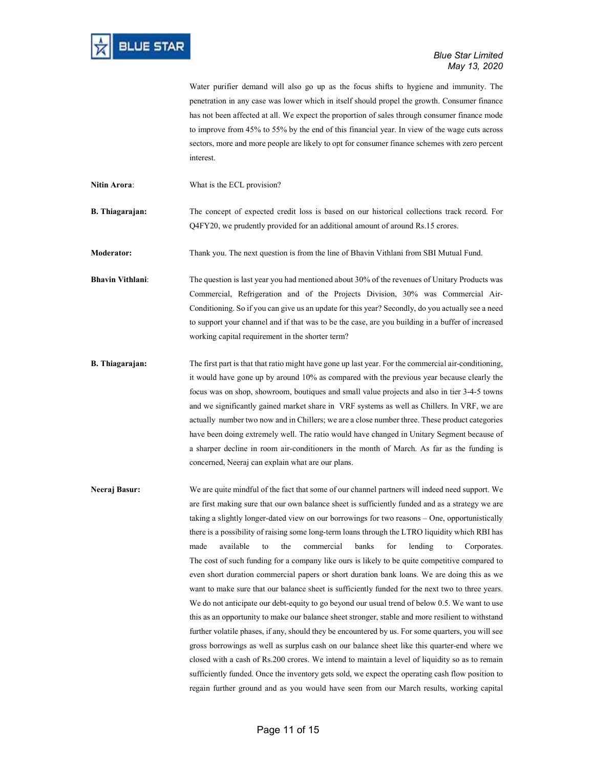Water purifier demand will also go up as the focus shifts to hygiene and immunity. The penetration in any case was lower which in itself should propel the growth. Consumer finance has not been affected at all. We expect the proportion of sales through consumer finance mode to improve from 45% to 55% by the end of this financial year. In view of the wage cuts across sectors, more and more people are likely to opt for consumer finance schemes with zero percent interest.

**Nitin Arora**: What is the ECL provision?

**B. Thiagarajan:** The concept of expected credit loss is based on our historical collections track record. For Q4FY20, we prudently provided for an additional amount of around Rs.15 crores.

**Moderator:** Thank you. The next question is from the line of Bhavin Vithlani from SBI Mutual Fund.

**Bhavin Vithlani**: The question is last year you had mentioned about 30% of the revenues of Unitary Products was Commercial, Refrigeration and of the Projects Division, 30% was Commercial Air-Conditioning. So if you can give us an update for this year? Secondly, do you actually see a need to support your channel and if that was to be the case, are you building in a buffer of increased working capital requirement in the shorter term?

**B. Thiagarajan:** The first part is that that ratio might have gone up last year. For the commercial air-conditioning, it would have gone up by around 10% as compared with the previous year because clearly the focus was on shop, showroom, boutiques and small value projects and also in tier 3-4-5 towns and we significantly gained market share in VRF systems as well as Chillers. In VRF, we are actually number two now and in Chillers; we are a close number three. These product categories have been doing extremely well. The ratio would have changed in Unitary Segment because of a sharper decline in room air-conditioners in the month of March. As far as the funding is concerned, Neeraj can explain what are our plans.

**Neeraj Basur:** We are quite mindful of the fact that some of our channel partners will indeed need support. We are first making sure that our own balance sheet is sufficiently funded and as a strategy we are taking a slightly longer-dated view on our borrowings for two reasons – One, opportunistically there is a possibility of raising some long-term loans through the LTRO liquidity which RBI has made available to the commercial banks for lending to Corporates. The cost of such funding for a company like ours is likely to be quite competitive compared to even short duration commercial papers or short duration bank loans. We are doing this as we want to make sure that our balance sheet is sufficiently funded for the next two to three years. We do not anticipate our debt-equity to go beyond our usual trend of below 0.5. We want to use this as an opportunity to make our balance sheet stronger, stable and more resilient to withstand further volatile phases, if any, should they be encountered by us. For some quarters, you will see gross borrowings as well as surplus cash on our balance sheet like this quarter-end where we closed with a cash of Rs.200 crores. We intend to maintain a level of liquidity so as to remain sufficiently funded. Once the inventory gets sold, we expect the operating cash flow position to regain further ground and as you would have seen from our March results, working capital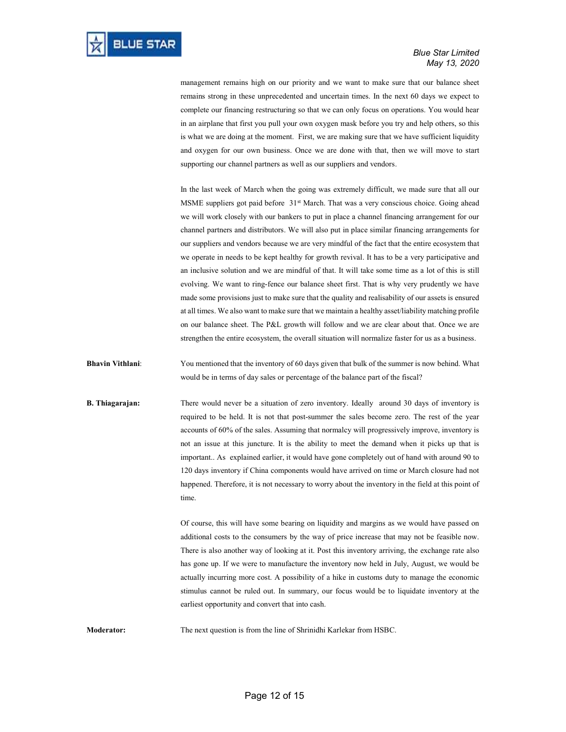management remains high on our priority and we want to make sure that our balance sheet remains strong in these unprecedented and uncertain times. In the next 60 days we expect to complete our financing restructuring so that we can only focus on operations. You would hear in an airplane that first you pull your own oxygen mask before you try and help others, so this is what we are doing at the moment. First, we are making sure that we have sufficient liquidity and oxygen for our own business. Once we are done with that, then we will move to start supporting our channel partners as well as our suppliers and vendors.

In the last week of March when the going was extremely difficult, we made sure that all our MSME suppliers got paid before 31st March. That was a very conscious choice. Going ahead we will work closely with our bankers to put in place a channel financing arrangement for our channel partners and distributors. We will also put in place similar financing arrangements for our suppliers and vendors because we are very mindful of the fact that the entire ecosystem that we operate in needs to be kept healthy for growth revival. It has to be a very participative and an inclusive solution and we are mindful of that. It will take some time as a lot of this is still evolving. We want to ring-fence our balance sheet first. That is why very prudently we have made some provisions just to make sure that the quality and realisability of our assets is ensured at all times. We also want to make sure that we maintain a healthy asset/liability matching profile on our balance sheet. The P&L growth will follow and we are clear about that. Once we are strengthen the entire ecosystem, the overall situation will normalize faster for us as a business.

**Bhavin Vithlani**: You mentioned that the inventory of 60 days given that bulk of the summer is now behind. What would be in terms of day sales or percentage of the balance part of the fiscal?

**B. Thiagarajan:** There would never be a situation of zero inventory. Ideally around 30 days of inventory is required to be held. It is not that post-summer the sales become zero. The rest of the year accounts of 60% of the sales. Assuming that normalcy will progressively improve, inventory is not an issue at this juncture. It is the ability to meet the demand when it picks up that is important.. As explained earlier, it would have gone completely out of hand with around 90 to 120 days inventory if China components would have arrived on time or March closure had not happened. Therefore, it is not necessary to worry about the inventory in the field at this point of time.

Of course, this will have some bearing on liquidity and margins as we would have passed on additional costs to the consumers by the way of price increase that may not be feasible now. There is also another way of looking at it. Post this inventory arriving, the exchange rate also has gone up. If we were to manufacture the inventory now held in July, August, we would be actually incurring more cost. A possibility of a hike in customs duty to manage the economic stimulus cannot be ruled out. In summary, our focus would be to liquidate inventory at the earliest opportunity and convert that into cash.

**Moderator:** The next question is from the line of Shrinidhi Karlekar from HSBC.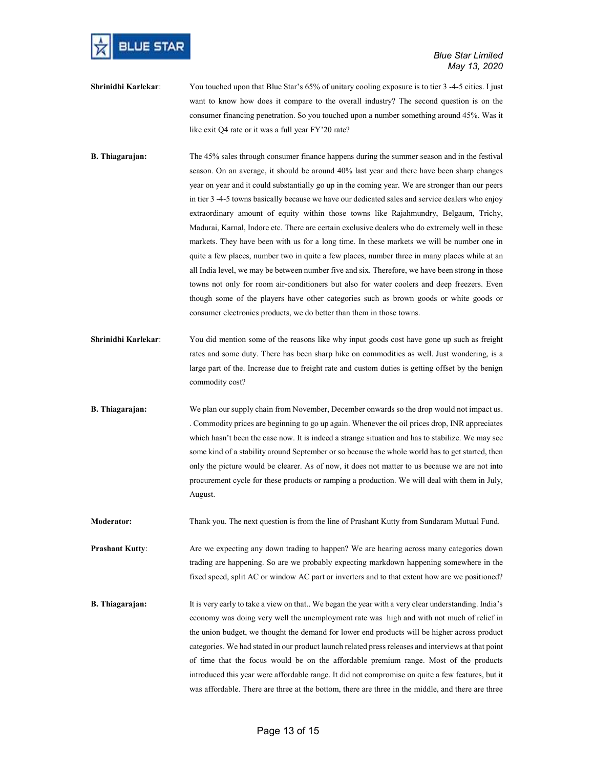**Shrinidhi Karlekar**: You touched upon that Blue Star's 65% of unitary cooling exposure is to tier 3 -4-5 cities. I just want to know how does it compare to the overall industry? The second question is on the consumer financing penetration. So you touched upon a number something around 45%. Was it like exit Q4 rate or it was a full year FY'20 rate?

**B. Thiagarajan:** The 45% sales through consumer finance happens during the summer season and in the festival season. On an average, it should be around 40% last year and there have been sharp changes year on year and it could substantially go up in the coming year. We are stronger than our peers in tier 3 -4-5 towns basically because we have our dedicated sales and service dealers who enjoy extraordinary amount of equity within those towns like Rajahmundry, Belgaum, Trichy, Madurai, Karnal, Indore etc. There are certain exclusive dealers who do extremely well in these markets. They have been with us for a long time. In these markets we will be number one in quite a few places, number two in quite a few places, number three in many places while at an all India level, we may be between number five and six. Therefore, we have been strong in those towns not only for room air-conditioners but also for water coolers and deep freezers. Even though some of the players have other categories such as brown goods or white goods or consumer electronics products, we do better than them in those towns.

**Shrinidhi Karlekar**: You did mention some of the reasons like why input goods cost have gone up such as freight rates and some duty. There has been sharp hike on commodities as well. Just wondering, is a large part of the. Increase due to freight rate and custom duties is getting offset by the benign commodity cost?

**B. Thiagarajan:** We plan our supply chain from November, December onwards so the drop would not impact us. . Commodity prices are beginning to go up again. Whenever the oil prices drop, INR appreciates which hasn't been the case now. It is indeed a strange situation and has to stabilize. We may see some kind of a stability around September or so because the whole world has to get started, then only the picture would be clearer. As of now, it does not matter to us because we are not into procurement cycle for these products or ramping a production. We will deal with them in July, August.

**Moderator:** Thank you. The next question is from the line of Prashant Kutty from Sundaram Mutual Fund.

**Prashant Kutty**: Are we expecting any down trading to happen? We are hearing across many categories down trading are happening. So are we probably expecting markdown happening somewhere in the fixed speed, split AC or window AC part or inverters and to that extent how are we positioned?

**B. Thiagarajan:** It is very early to take a view on that.. We began the year with a very clear understanding. India's economy was doing very well the unemployment rate was high and with not much of relief in the union budget, we thought the demand for lower end products will be higher across product categories. We had stated in our product launch related press releases and interviews at that point of time that the focus would be on the affordable premium range. Most of the products introduced this year were affordable range. It did not compromise on quite a few features, but it was affordable. There are three at the bottom, there are three in the middle, and there are three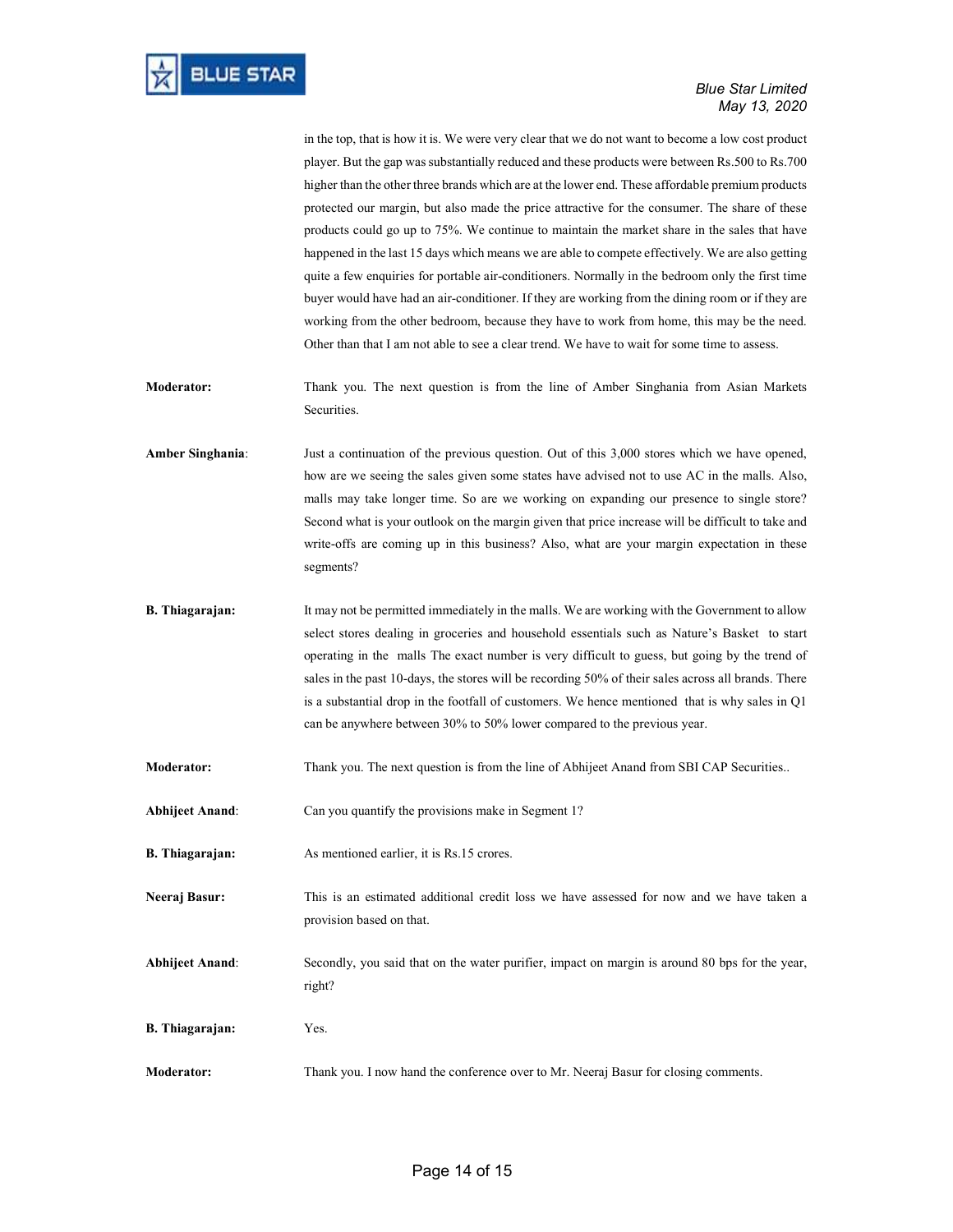in the top, that is how it is. We were very clear that we do not want to become a low cost product player. But the gap was substantially reduced and these products were between Rs.500 to Rs.700 higher than the other three brands which are at the lower end. These affordable premium products protected our margin, but also made the price attractive for the consumer. The share of these products could go up to 75%. We continue to maintain the market share in the sales that have happened in the last 15 days which means we are able to compete effectively. We are also getting quite a few enquiries for portable air-conditioners. Normally in the bedroom only the first time buyer would have had an air-conditioner. If they are working from the dining room or if they are working from the other bedroom, because they have to work from home, this may be the need. Other than that I am not able to see a clear trend. We have to wait for some time to assess.

**Moderator:** Thank you. The next question is from the line of Amber Singhania from Asian Markets Securities.

**Amber Singhania**: Just a continuation of the previous question. Out of this 3,000 stores which we have opened, how are we seeing the sales given some states have advised not to use AC in the malls. Also, malls may take longer time. So are we working on expanding our presence to single store? Second what is your outlook on the margin given that price increase will be difficult to take and write-offs are coming up in this business? Also, what are your margin expectation in these segments?

**B. Thiagarajan:** It may not be permitted immediately in the malls. We are working with the Government to allow select stores dealing in groceries and household essentials such as Nature's Basket to start operating in the malls The exact number is very difficult to guess, but going by the trend of sales in the past 10-days, the stores will be recording 50% of their sales across all brands. There is a substantial drop in the footfall of customers. We hence mentioned that is why sales in Q1 can be anywhere between 30% to 50% lower compared to the previous year.

**Moderator:** Thank you. The next question is from the line of Abhijeet Anand from SBI CAP Securities..

**Abhijeet Anand**: Can you quantify the provisions make in Segment 1?

**B. Thiagarajan:** As mentioned earlier, it is Rs.15 crores.

**Neeraj Basur:** This is an estimated additional credit loss we have assessed for now and we have taken a provision based on that.

**Abhijeet Anand**: Secondly, you said that on the water purifier, impact on margin is around 80 bps for the year, right?

**B. Thiagarajan:** Yes.

**Moderator:** Thank you. I now hand the conference over to Mr. Neeraj Basur for closing comments.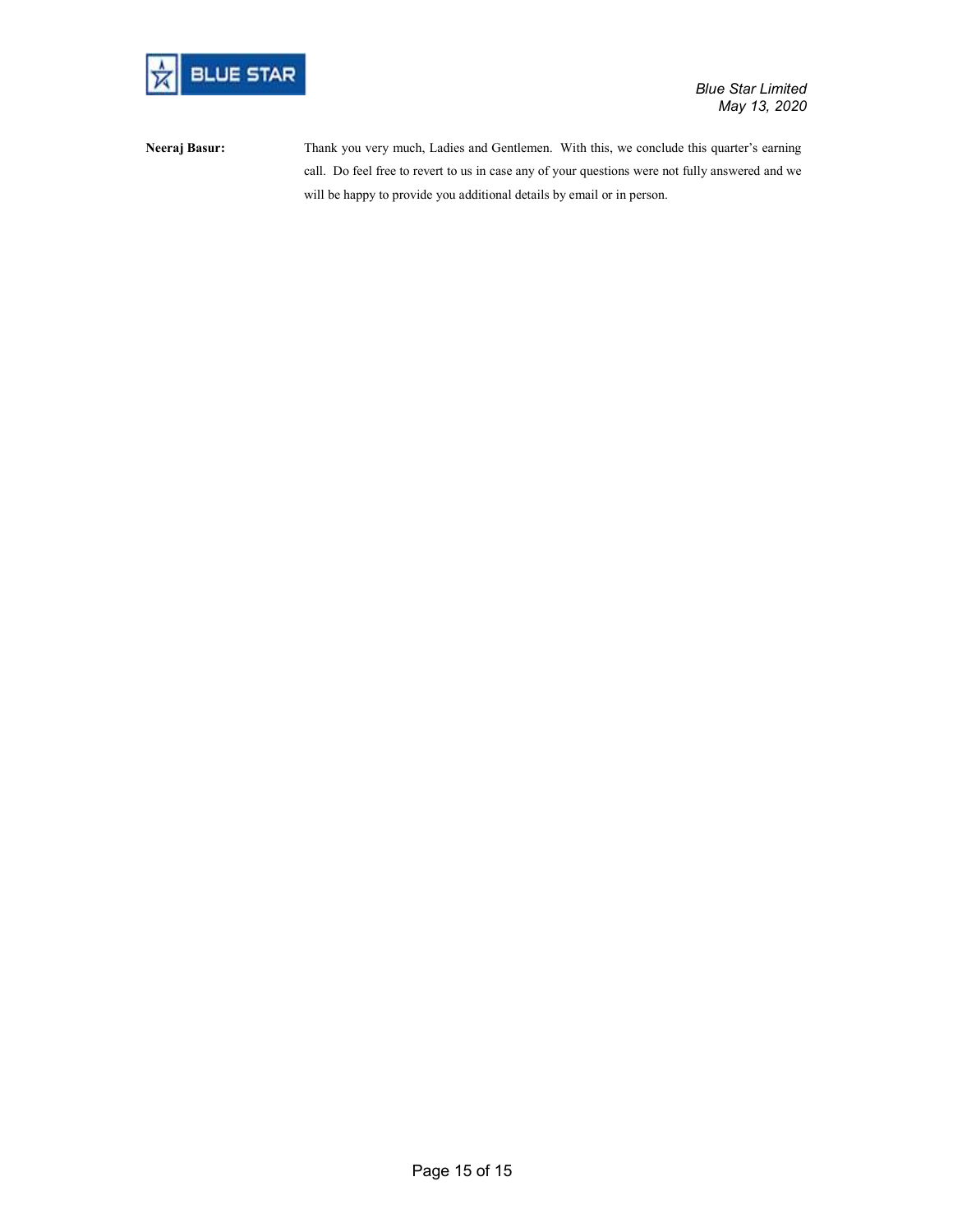**Neeraj Basur:** Thank you very much, Ladies and Gentlemen. With this, we conclude this quarter's earning call. Do feel free to revert to us in case any of your questions were not fully answered and we will be happy to provide you additional details by email or in person.